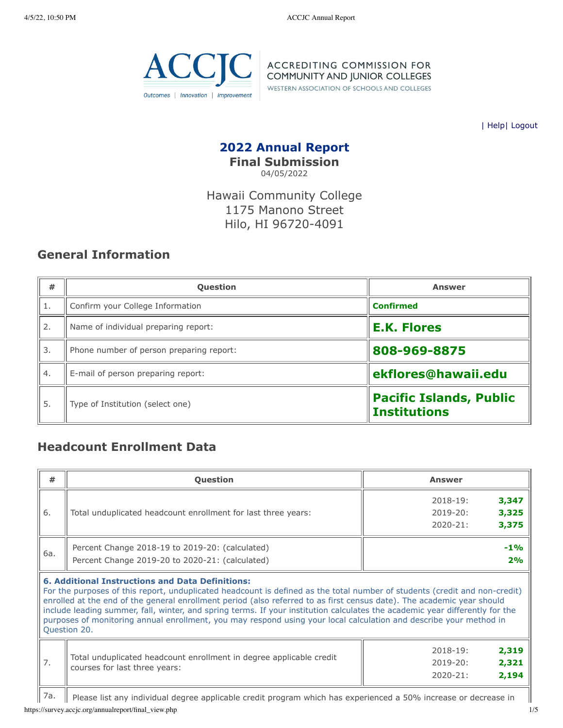ACCREDITING COMMISSION FOR COMMUNITY AND JUNIOR COLLEGES
WESTERN ASSOCIATION OF SCHOOLS AND COLLEGES

| Help| Logout

# 2022 Annual Report
## Final Submission
04/05/2022

Hawaii Community College
1175 Manono Street
Hilo, HI 96720-4091

## General Information

| # | Question | Answer |
|---|---|---|
| 1. | Confirm your College Information | **Confirmed** |
| 2. | Name of individual preparing report: | **E.K. Flores** |
| 3. | Phone number of person preparing report: | **808-969-8875** |
| 4. | E-mail of person preparing report: | **ekflores@hawaii.edu** |
| 5. | Type of Institution (select one) | **Pacific Islands, Public Institutions** |

## Headcount Enrollment Data

| # | Question | Answer |
|---|---|---|
| 6. | Total unduplicated headcount enrollment for last three years: | 2018-19: **3,347**<br>2019-20: **3,325**<br>2020-21: **3,375** |
| 6a. | Percent Change 2018-19 to 2019-20: (calculated)<br>Percent Change 2019-20 to 2020-21: (calculated) | **-1%**<br>**2%** |
| | **6. Additional Instructions and Data Definitions:** For the purposes of this report, unduplicated headcount is defined as the total number of students (credit and non-credit) enrolled at the end of the general enrollment period (also referred to as first census date). The academic year should include leading summer, fall, winter, and spring terms. If your institution calculates the academic year differently for the purposes of monitoring annual enrollment, you may respond using your local calculation and describe your method in Question 20. | |
| 7. | Total unduplicated headcount enrollment in degree applicable credit courses for last three years: | 2018-19: **2,319**<br>2019-20: **2,321**<br>2020-21: **2,194** |
| 7a. | Please list any individual degree applicable credit program which has experienced a 50% increase or decrease in | |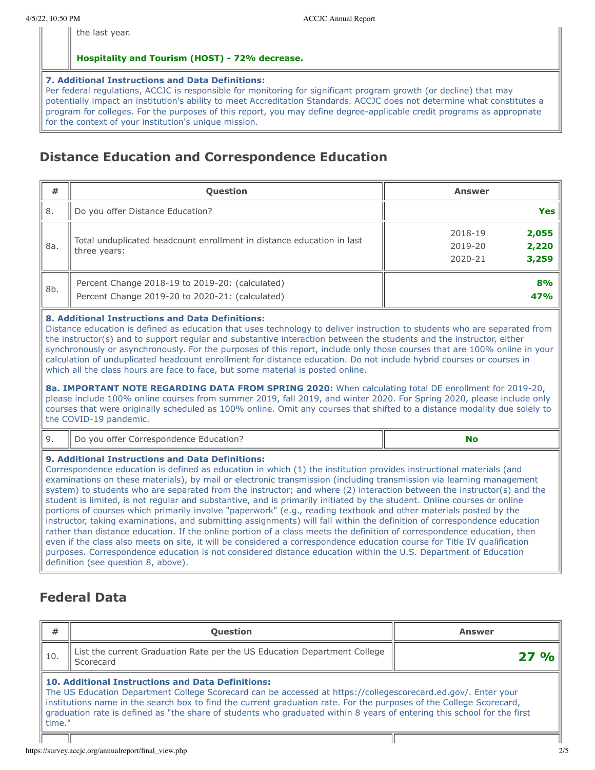the last year.

**Hospitality and Tourism (HOST) - 72% decrease.**

**7. Additional Instructions and Data Definitions:**
Per federal regulations, ACCJC is responsible for monitoring for significant program growth (or decline) that may potentially impact an institution's ability to meet Accreditation Standards. ACCJC does not determine what constitutes a program for colleges. For the purposes of this report, you may define degree-applicable credit programs as appropriate for the context of your institution's unique mission.

## Distance Education and Correspondence Education

| # | Question | Answer |
| --- | --- | --- |
| 8. | Do you offer Distance Education? | **Yes** |
| 8a. | Total unduplicated headcount enrollment in distance education in last three years: | 2018-19 **2,055**<br>2019-20 **2,220**<br>2020-21 **3,259** |
| 8b. | Percent Change 2018-19 to 2019-20: (calculated)<br>Percent Change 2019-20 to 2020-21: (calculated) | **8%**<br>**47%** |

**8. Additional Instructions and Data Definitions:**
Distance education is defined as education that uses technology to deliver instruction to students who are separated from the instructor(s) and to support regular and substantive interaction between the students and the instructor, either synchronously or asynchronously. For the purposes of this report, include only those courses that are 100% online in your calculation of unduplicated headcount enrollment for distance education. Do not include hybrid courses or courses in which all the class hours are face to face, but some material is posted online.

**8a. IMPORTANT NOTE REGARDING DATA FROM SPRING 2020:** When calculating total DE enrollment for 2019-20, please include 100% online courses from summer 2019, fall 2019, and winter 2020. For Spring 2020, please include only courses that were originally scheduled as 100% online. Omit any courses that shifted to a distance modality due solely to the COVID-19 pandemic.

| # | Question | Answer |
| --- | --- | --- |
| 9. | Do you offer Correspondence Education? | **No** |

**9. Additional Instructions and Data Definitions:**
Correspondence education is defined as education in which (1) the institution provides instructional materials (and examinations on these materials), by mail or electronic transmission (including transmission via learning management system) to students who are separated from the instructor; and where (2) interaction between the instructor(s) and the student is limited, is not regular and substantive, and is primarily initiated by the student. Online courses or online portions of courses which primarily involve "paperwork" (e.g., reading textbook and other materials posted by the instructor, taking examinations, and submitting assignments) will fall within the definition of correspondence education rather than distance education. If the online portion of a class meets the definition of correspondence education, then even if the class also meets on site, it will be considered a correspondence education course for Title IV qualification purposes. Correspondence education is not considered distance education within the U.S. Department of Education definition (see question 8, above).

## Federal Data

| # | Question | Answer |
| --- | --- | --- |
| 10. | List the current Graduation Rate per the US Education Department College Scorecard | **27 %** |

**10. Additional Instructions and Data Definitions:**
The US Education Department College Scorecard can be accessed at https://collegescorecard.ed.gov/. Enter your institutions name in the search box to find the current graduation rate. For the purposes of the College Scorecard, graduation rate is defined as "the share of students who graduated within 8 years of entering this school for the first time."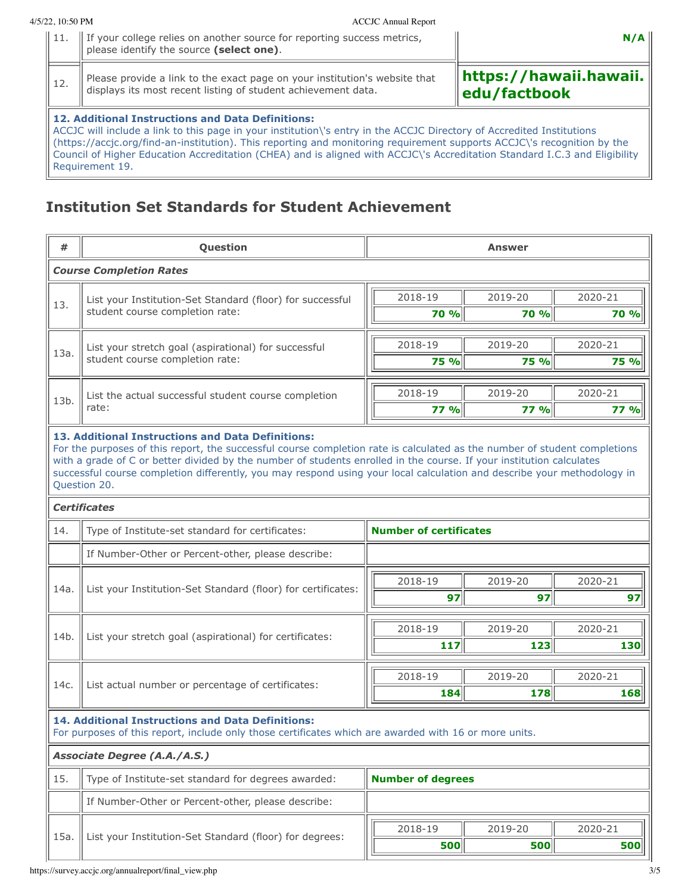| # | Question | Answer |
|---|---|---|
| 11. | If your college relies on another source for reporting success metrics, please identify the source **(select one)**. | **N/A** |
| 12. | Please provide a link to the exact page on your institution's website that displays its most recent listing of student achievement data. | **https://hawaii.hawaii.edu/factbook** |

**12. Additional Instructions and Data Definitions:**
ACCJC will include a link to this page in your institution\'s entry in the ACCJC Directory of Accredited Institutions (https://accjc.org/find-an-institution). This reporting and monitoring requirement supports ACCJC\'s recognition by the Council of Higher Education Accreditation (CHEA) and is aligned with ACCJC\'s Accreditation Standard I.C.3 and Eligibility Requirement 19.

## Institution Set Standards for Student Achievement

| # | Question | 2018-19 | 2019-20 | 2020-21 |
|---|---|---|---|---|
| | ***Course Completion Rates*** | | | |
| 13. | List your Institution-Set Standard (floor) for successful student course completion rate: | **70 %** | **70 %** | **70 %** |
| 13a. | List your stretch goal (aspirational) for successful student course completion rate: | **75 %** | **75 %** | **75 %** |
| 13b. | List the actual successful student course completion rate: | **77 %** | **77 %** | **77 %** |

**13. Additional Instructions and Data Definitions:**
For the purposes of this report, the successful course completion rate is calculated as the number of student completions with a grade of C or better divided by the number of students enrolled in the course. If your institution calculates successful course completion differently, you may respond using your local calculation and describe your methodology in Question 20.

| # | Question | 2018-19 | 2019-20 | 2020-21 |
|---|---|---|---|---|
| | ***Certificates*** | | | |
| 14. | Type of Institute-set standard for certificates: | **Number of certificates** | | |
| | If Number-Other or Percent-other, please describe: | | | |
| 14a. | List your Institution-Set Standard (floor) for certificates: | **97** | **97** | **97** |
| 14b. | List your stretch goal (aspirational) for certificates: | **117** | **123** | **130** |
| 14c. | List actual number or percentage of certificates: | **184** | **178** | **168** |

**14. Additional Instructions and Data Definitions:**
For purposes of this report, include only those certificates which are awarded with 16 or more units.

| # | Question | 2018-19 | 2019-20 | 2020-21 |
|---|---|---|---|---|
| | ***Associate Degree (A.A./A.S.)*** | | | |
| 15. | Type of Institute-set standard for degrees awarded: | **Number of degrees** | | |
| | If Number-Other or Percent-other, please describe: | | | |
| 15a. | List your Institution-Set Standard (floor) for degrees: | **500** | **500** | **500** |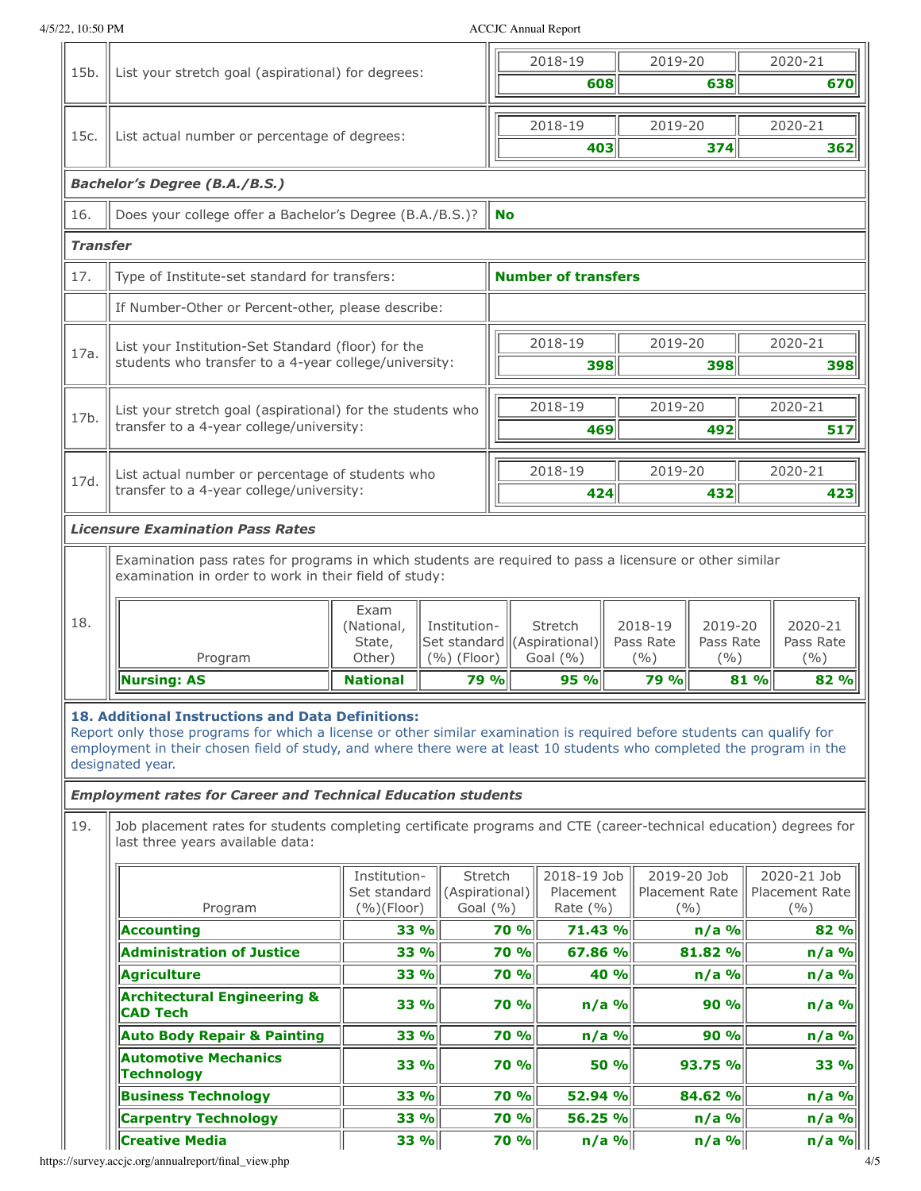| | | 2018-19 | 2019-20 | 2020-21 |
|---|---|---|---|---|
| 15b. | List your stretch goal (aspirational) for degrees: | **608** | **638** | **670** |

| | | 2018-19 | 2019-20 | 2020-21 |
|---|---|---|---|---|
| 15c. | List actual number or percentage of degrees: | **403** | **374** | **362** |

***Bachelor's Degree (B.A./B.S.)***

| | | |
|---|---|---|
| 16. | Does your college offer a Bachelor's Degree (B.A./B.S.)? | **No** |

***Transfer***

| | | |
|---|---|---|
| 17. | Type of Institute-set standard for transfers: | **Number of transfers** |
| | If Number-Other or Percent-other, please describe: | |

| | | 2018-19 | 2019-20 | 2020-21 |
|---|---|---|---|---|
| 17a. | List your Institution-Set Standard (floor) for the students who transfer to a 4-year college/university: | **398** | **398** | **398** |

| | | 2018-19 | 2019-20 | 2020-21 |
|---|---|---|---|---|
| 17b. | List your stretch goal (aspirational) for the students who transfer to a 4-year college/university: | **469** | **492** | **517** |

| | | 2018-19 | 2019-20 | 2020-21 |
|---|---|---|---|---|
| 17d. | List actual number or percentage of students who transfer to a 4-year college/university: | **424** | **432** | **423** |

***Licensure Examination Pass Rates***

18. Examination pass rates for programs in which students are required to pass a licensure or other similar examination in order to work in their field of study:

| Program | Exam (National, State, Other) | Institution-Set standard (%) (Floor) | Stretch (Aspirational) Goal (%) | 2018-19 Pass Rate (%) | 2019-20 Pass Rate (%) | 2020-21 Pass Rate (%) |
|---|---|---|---|---|---|---|
| **Nursing: AS** | **National** | **79 %** | **95 %** | **79 %** | **81 %** | **82 %** |

**18. Additional Instructions and Data Definitions:**
Report only those programs for which a license or other similar examination is required before students can qualify for employment in their chosen field of study, and where there were at least 10 students who completed the program in the designated year.

***Employment rates for Career and Technical Education students***

19. Job placement rates for students completing certificate programs and CTE (career-technical education) degrees for last three years available data:

| Program | Institution-Set standard (%)(Floor) | Stretch (Aspirational) Goal (%) | 2018-19 Job Placement Rate (%) | 2019-20 Job Placement Rate (%) | 2020-21 Job Placement Rate (%) |
|---|---|---|---|---|---|
| **Accounting** | **33 %** | **70 %** | **71.43 %** | **n/a %** | **82 %** |
| **Administration of Justice** | **33 %** | **70 %** | **67.86 %** | **81.82 %** | **n/a %** |
| **Agriculture** | **33 %** | **70 %** | **40 %** | **n/a %** | **n/a %** |
| **Architectural Engineering & CAD Tech** | **33 %** | **70 %** | **n/a %** | **90 %** | **n/a %** |
| **Auto Body Repair & Painting** | **33 %** | **70 %** | **n/a %** | **90 %** | **n/a %** |
| **Automotive Mechanics Technology** | **33 %** | **70 %** | **50 %** | **93.75 %** | **33 %** |
| **Business Technology** | **33 %** | **70 %** | **52.94 %** | **84.62 %** | **n/a %** |
| **Carpentry Technology** | **33 %** | **70 %** | **56.25 %** | **n/a %** | **n/a %** |
| **Creative Media** | **33 %** | **70 %** | **n/a %** | **n/a %** | **n/a %** |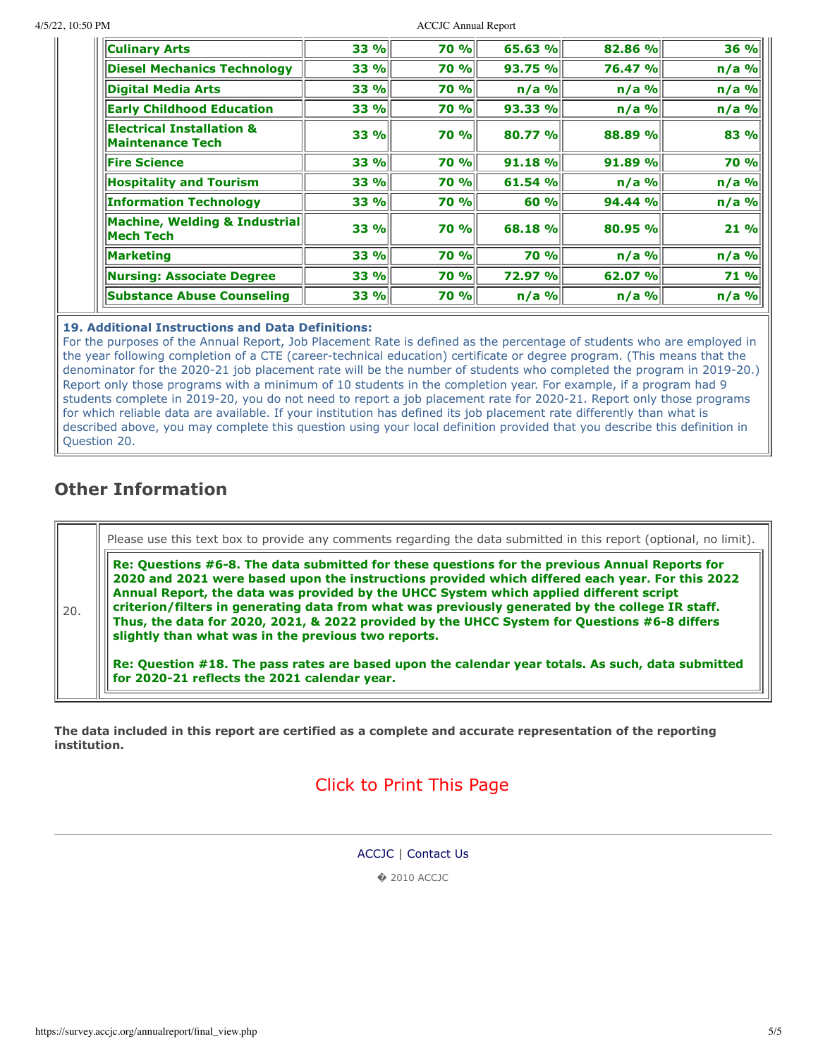| | | | | | |
|---|---|---|---|---|---|
| **Culinary Arts** | **33 %** | **70 %** | **65.63 %** | **82.86 %** | **36 %** |
| **Diesel Mechanics Technology** | **33 %** | **70 %** | **93.75 %** | **76.47 %** | **n/a %** |
| **Digital Media Arts** | **33 %** | **70 %** | **n/a %** | **n/a %** | **n/a %** |
| **Early Childhood Education** | **33 %** | **70 %** | **93.33 %** | **n/a %** | **n/a %** |
| **Electrical Installation & Maintenance Tech** | **33 %** | **70 %** | **80.77 %** | **88.89 %** | **83 %** |
| **Fire Science** | **33 %** | **70 %** | **91.18 %** | **91.89 %** | **70 %** |
| **Hospitality and Tourism** | **33 %** | **70 %** | **61.54 %** | **n/a %** | **n/a %** |
| **Information Technology** | **33 %** | **70 %** | **60 %** | **94.44 %** | **n/a %** |
| **Machine, Welding & Industrial Mech Tech** | **33 %** | **70 %** | **68.18 %** | **80.95 %** | **21 %** |
| **Marketing** | **33 %** | **70 %** | **70 %** | **n/a %** | **n/a %** |
| **Nursing: Associate Degree** | **33 %** | **70 %** | **72.97 %** | **62.07 %** | **71 %** |
| **Substance Abuse Counseling** | **33 %** | **70 %** | **n/a %** | **n/a %** | **n/a %** |

**19. Additional Instructions and Data Definitions:**
For the purposes of the Annual Report, Job Placement Rate is defined as the percentage of students who are employed in the year following completion of a CTE (career-technical education) certificate or degree program. (This means that the denominator for the 2020-21 job placement rate will be the number of students who completed the program in 2019-20.) Report only those programs with a minimum of 10 students in the completion year. For example, if a program had 9 students complete in 2019-20, you do not need to report a job placement rate for 2020-21. Report only those programs for which reliable data are available. If your institution has defined its job placement rate differently than what is described above, you may complete this question using your local definition provided that you describe this definition in Question 20.

## Other Information

| | |
|---|---|
| 20. | Please use this text box to provide any comments regarding the data submitted in this report (optional, no limit).<br><br>**Re: Questions #6-8. The data submitted for these questions for the previous Annual Reports for 2020 and 2021 were based upon the instructions provided which differed each year. For this 2022 Annual Report, the data was provided by the UHCC System which applied different script criterion/filters in generating data from what was previously generated by the college IR staff. Thus, the data for 2020, 2021, & 2022 provided by the UHCC System for Questions #6-8 differs slightly than what was in the previous two reports.**<br><br>**Re: Question #18. The pass rates are based upon the calendar year totals. As such, data submitted for 2020-21 reflects the 2021 calendar year.** |

**The data included in this report are certified as a complete and accurate representation of the reporting institution.**

Click to Print This Page

ACCJC | Contact Us

� 2010 ACCJC